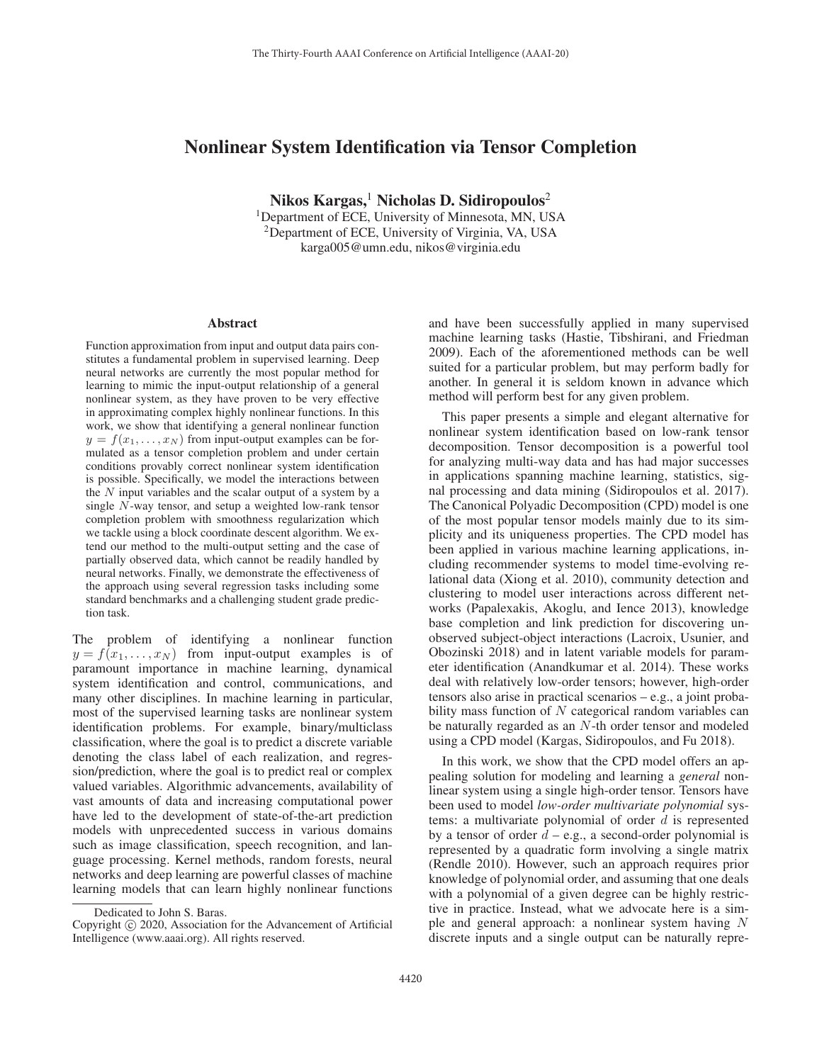# Nonlinear System Identification via Tensor Completion

**Nikos Kargas,**[1] **Nicholas D. Sidiropoulos**[2]

[1]Department of ECE, University of Minnesota, MN, USA
[2]Department of ECE, University of Virginia, VA, USA
karga005@umn.edu, nikos@virginia.edu

## Abstract

Function approximation from input and output data pairs constitutes a fundamental problem in supervised learning. Deep neural networks are currently the most popular method for learning to mimic the input-output relationship of a general nonlinear system, as they have proven to be very effective in approximating complex highly nonlinear functions. In this work, we show that identifying a general nonlinear function $y = f(x_1, \ldots, x_N)$ from input-output examples can be formulated as a tensor completion problem and under certain conditions provably correct nonlinear system identification is possible. Specifically, we model the interactions between the $N$ input variables and the scalar output of a system by a single $N$-way tensor, and setup a weighted low-rank tensor completion problem with smoothness regularization which we tackle using a block coordinate descent algorithm. We extend our method to the multi-output setting and the case of partially observed data, which cannot be readily handled by neural networks. Finally, we demonstrate the effectiveness of the approach using several regression tasks including some standard benchmarks and a challenging student grade prediction task.

The problem of identifying a nonlinear function $y = f(x_1, \ldots, x_N)$ from input-output examples is of paramount importance in machine learning, dynamical system identification and control, communications, and many other disciplines. In machine learning in particular, most of the supervised learning tasks are nonlinear system identification problems. For example, binary/multiclass classification, where the goal is to predict a discrete variable denoting the class label of each realization, and regression/prediction, where the goal is to predict real or complex valued variables. Algorithmic advancements, availability of vast amounts of data and increasing computational power have led to the development of state-of-the-art prediction models with unprecedented success in various domains such as image classification, speech recognition, and language processing. Kernel methods, random forests, neural networks and deep learning are powerful classes of machine learning models that can learn highly nonlinear functions and have been successfully applied in many supervised machine learning tasks (Hastie, Tibshirani, and Friedman 2009). Each of the aforementioned methods can be well suited for a particular problem, but may perform badly for another. In general it is seldom known in advance which method will perform best for any given problem.

This paper presents a simple and elegant alternative for nonlinear system identification based on low-rank tensor decomposition. Tensor decomposition is a powerful tool for analyzing multi-way data and has had major successes in applications spanning machine learning, statistics, signal processing and data mining (Sidiropoulos et al. 2017). The Canonical Polyadic Decomposition (CPD) model is one of the most popular tensor models mainly due to its simplicity and its uniqueness properties. The CPD model has been applied in various machine learning applications, including recommender systems to model time-evolving relational data (Xiong et al. 2010), community detection and clustering to model user interactions across different networks (Papalexakis, Akoglu, and Ience 2013), knowledge base completion and link prediction for discovering unobserved subject-object interactions (Lacroix, Usunier, and Obozinski 2018) and in latent variable models for parameter identification (Anandkumar et al. 2014). These works deal with relatively low-order tensors; however, high-order tensors also arise in practical scenarios – e.g., a joint probability mass function of $N$ categorical random variables can be naturally regarded as an $N$-th order tensor and modeled using a CPD model (Kargas, Sidiropoulos, and Fu 2018).

In this work, we show that the CPD model offers an appealing solution for modeling and learning a *general* nonlinear system using a single high-order tensor. Tensors have been used to model *low-order multivariate polynomial* systems: a multivariate polynomial of order $d$ is represented by a tensor of order $d$ – e.g., a second-order polynomial is represented by a quadratic form involving a single matrix (Rendle 2010). However, such an approach requires prior knowledge of polynomial order, and assuming that one deals with a polynomial of a given degree can be highly restrictive in practice. Instead, what we advocate here is a simple and general approach: a nonlinear system having $N$ discrete inputs and a single output can be naturally repre-

Dedicated to John S. Baras.
Copyright © 2020, Association for the Advancement of Artificial Intelligence (www.aaai.org). All rights reserved.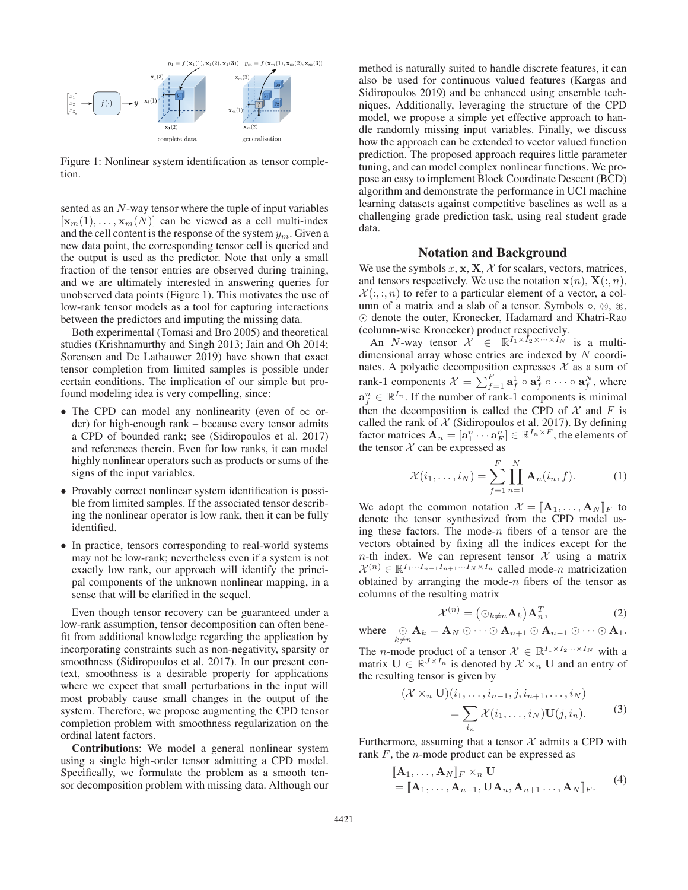Figure 1: Nonlinear system identification as tensor completion.

sented as an $N$-way tensor where the tuple of input variables $[\mathbf{x}_m(1), \ldots, \mathbf{x}_m(N)]$ can be viewed as a cell multi-index and the cell content is the response of the system $y_m$. Given a new data point, the corresponding tensor cell is queried and the output is used as the predictor. Note that only a small fraction of the tensor entries are observed during training, and we are ultimately interested in answering queries for unobserved data points (Figure 1). This motivates the use of low-rank tensor models as a tool for capturing interactions between the predictors and imputing the missing data.

Both experimental (Tomasi and Bro 2005) and theoretical studies (Krishnamurthy and Singh 2013; Jain and Oh 2014; Sorensen and De Lathauwer 2019) have shown that exact tensor completion from limited samples is possible under certain conditions. The implication of our simple but profound modeling idea is very compelling, since:

- The CPD can model any nonlinearity (even of $\infty$ order) for high-enough rank – because every tensor admits a CPD of bounded rank; see (Sidiropoulos et al. 2017) and references therein. Even for low ranks, it can model highly nonlinear operators such as products or sums of the signs of the input variables.
- Provably correct nonlinear system identification is possible from limited samples. If the associated tensor describing the nonlinear operator is low rank, then it can be fully identified.
- In practice, tensors corresponding to real-world systems may not be low-rank; nevertheless even if a system is not exactly low rank, our approach will identify the principal components of the unknown nonlinear mapping, in a sense that will be clarified in the sequel.

Even though tensor recovery can be guaranteed under a low-rank assumption, tensor decomposition can often benefit from additional knowledge regarding the application by incorporating constraints such as non-negativity, sparsity or smoothness (Sidiropoulos et al. 2017). In our present context, smoothness is a desirable property for applications where we expect that small perturbations in the input will most probably cause small changes in the output of the system. Therefore, we propose augmenting the CPD tensor completion problem with smoothness regularization on the ordinal latent factors.

**Contributions**: We model a general nonlinear system using a single high-order tensor admitting a CPD model. Specifically, we formulate the problem as a smooth tensor decomposition problem with missing data. Although our method is naturally suited to handle discrete features, it can also be used for continuous valued features (Kargas and Sidiropoulos 2019) and be enhanced using ensemble techniques. Additionally, leveraging the structure of the CPD model, we propose a simple yet effective approach to handle randomly missing input variables. Finally, we discuss how the approach can be extended to vector valued function prediction. The proposed approach requires little parameter tuning, and can model complex nonlinear functions. We propose an easy to implement Block Coordinate Descent (BCD) algorithm and demonstrate the performance in UCI machine learning datasets against competitive baselines as well as a challenging grade prediction task, using real student grade data.

## Notation and Background

We use the symbols $x$, $\mathbf{x}$, $\mathbf{X}$, $\mathcal{X}$ for scalars, vectors, matrices, and tensors respectively. We use the notation $\mathbf{x}(n)$, $\mathbf{X}(:, n)$, $\mathcal{X}(:, :, n)$ to refer to a particular element of a vector, a column of a matrix and a slab of a tensor. Symbols $\circ$, $\otimes$, $\circledast$, $\odot$ denote the outer, Kronecker, Hadamard and Khatri-Rao (column-wise Kronecker) product respectively.

An $N$-way tensor $\mathcal{X} \in \mathbb{R}^{I_1 \times I_2 \times \cdots \times I_N}$ is a multidimensional array whose entries are indexed by $N$ coordinates. A polyadic decomposition expresses $\mathcal{X}$ as a sum of rank-1 components $\mathcal{X} = \sum_{f=1}^{F} \mathbf{a}_f^1 \circ \mathbf{a}_f^2 \circ \cdots \circ \mathbf{a}_f^N$, where $\mathbf{a}_f^n \in \mathbb{R}^{I_n}$. If the number of rank-1 components is minimal then the decomposition is called the CPD of $\mathcal{X}$ and $F$ is called the rank of $\mathcal{X}$ (Sidiropoulos et al. 2017). By defining factor matrices $\mathbf{A}_n = [\mathbf{a}_1^n \cdots \mathbf{a}_F^n] \in \mathbb{R}^{I_n \times F}$, the elements of the tensor $\mathcal{X}$ can be expressed as

$$\mathcal{X}(i_1, \ldots, i_N) = \sum_{f=1}^{F} \prod_{n=1}^{N} \mathbf{A}_n(i_n, f). \tag{1}$$

We adopt the common notation $\mathcal{X} = [\![\mathbf{A}_1, \ldots, \mathbf{A}_N]\!]_F$ to denote the tensor synthesized from the CPD model using these factors. The mode-$n$ fibers of a tensor are the vectors obtained by fixing all the indices except for the $n$-th index. We can represent tensor $\mathcal{X}$ using a matrix $\mathcal{X}^{(n)} \in \mathbb{R}^{I_1 \cdots I_{n-1} I_{n+1} \cdots I_N \times I_n}$ called mode-$n$ matricization obtained by arranging the mode-$n$ fibers of the tensor as columns of the resulting matrix

$$\mathcal{X}^{(n)} = \left(\odot_{k \neq n} \mathbf{A}_k\right) \mathbf{A}_n^T, \tag{2}$$

where $\underset{k \neq n}{\odot} \mathbf{A}_k = \mathbf{A}_N \odot \cdots \odot \mathbf{A}_{n+1} \odot \mathbf{A}_{n-1} \odot \cdots \odot \mathbf{A}_1$.

The $n$-mode product of a tensor $\mathcal{X} \in \mathbb{R}^{I_1 \times I_2 \cdots \times I_N}$ with a matrix $\mathbf{U} \in \mathbb{R}^{J \times I_n}$ is denoted by $\mathcal{X} \times_n \mathbf{U}$ and an entry of the resulting tensor is given by

$$\begin{aligned}(\mathcal{X} \times_n \mathbf{U})&(i_1, \ldots, i_{n-1}, j, i_{n+1}, \ldots, i_N) \\ &= \sum_{i_n} \mathcal{X}(i_1, \ldots, i_N) \mathbf{U}(j, i_n).\end{aligned} \tag{3}$$

Furthermore, assuming that a tensor $\mathcal{X}$ admits a CPD with rank $F$, the $n$-mode product can be expressed as

$$\begin{aligned}&[\![\mathbf{A}_1, \ldots, \mathbf{A}_N]\!]_F \times_n \mathbf{U} \\ &= [\![\mathbf{A}_1, \ldots, \mathbf{A}_{n-1}, \mathbf{U}\mathbf{A}_n, \mathbf{A}_{n+1} \ldots, \mathbf{A}_N]\!]_F.\end{aligned} \tag{4}$$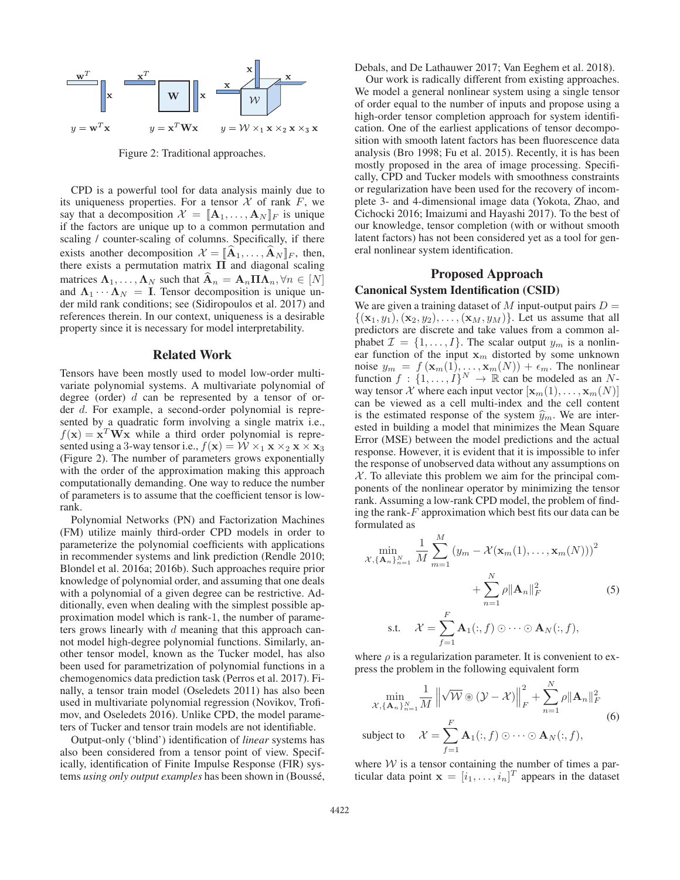$y = \mathbf{w}^T\mathbf{x}$ $\quad y = \mathbf{x}^T\mathbf{W}\mathbf{x}$ $\quad y = \mathcal{W} \times_1 \mathbf{x} \times_2 \mathbf{x} \times_3 \mathbf{x}$

Figure 2: Traditional approaches.

CPD is a powerful tool for data analysis mainly due to its uniqueness properties. For a tensor $\mathcal{X}$ of rank $F$, we say that a decomposition $\mathcal{X} = [\![\mathbf{A}_1, \ldots, \mathbf{A}_N]\!]_F$ is unique if the factors are unique up to a common permutation and scaling / counter-scaling of columns. Specifically, if there exists another decomposition $\mathcal{X} = [\![\widehat{\mathbf{A}}_1, \ldots, \widehat{\mathbf{A}}_N]\!]_F$, then, there exists a permutation matrix $\mathbf{\Pi}$ and diagonal scaling matrices $\mathbf{\Lambda}_1, \ldots, \mathbf{\Lambda}_N$ such that $\widehat{\mathbf{A}}_n = \mathbf{A}_n \mathbf{\Pi} \mathbf{\Lambda}_n, \forall n \in [N]$ and $\mathbf{\Lambda}_1 \cdots \mathbf{\Lambda}_N = \mathbf{I}$. Tensor decomposition is unique under mild rank conditions; see (Sidiropoulos et al. 2017) and references therein. In our context, uniqueness is a desirable property since it is necessary for model interpretability.

## Related Work

Tensors have been mostly used to model low-order multivariate polynomial systems. A multivariate polynomial of degree (order) $d$ can be represented by a tensor of order $d$. For example, a second-order polynomial is represented by a quadratic form involving a single matrix i.e., $f(\mathbf{x}) = \mathbf{x}^T\mathbf{W}\mathbf{x}$ while a third order polynomial is represented using a 3-way tensor i.e., $f(\mathbf{x}) = \mathcal{W} \times_1 \mathbf{x} \times_2 \mathbf{x} \times \mathbf{x}_3$ (Figure 2). The number of parameters grows exponentially with the order of the approximation making this approach computationally demanding. One way to reduce the number of parameters is to assume that the coefficient tensor is low-rank.

Polynomial Networks (PN) and Factorization Machines (FM) utilize mainly third-order CPD models in order to parameterize the polynomial coefficients with applications in recommender systems and link prediction (Rendle 2010; Blondel et al. 2016a; 2016b). Such approaches require prior knowledge of polynomial order, and assuming that one deals with a polynomial of a given degree can be restrictive. Additionally, even when dealing with the simplest possible approximation model which is rank-1, the number of parameters grows linearly with $d$ meaning that this approach cannot model high-degree polynomial functions. Similarly, another tensor model, known as the Tucker model, has also been used for parametrization of polynomial functions in a chemogenomics data prediction task (Perros et al. 2017). Finally, a tensor train model (Oseledets 2011) has also been used in multivariate polynomial regression (Novikov, Trofimov, and Oseledets 2016). Unlike CPD, the model parameters of Tucker and tensor train models are not identifiable.

Output-only ('blind') identification of *linear* systems has also been considered from a tensor point of view. Specifically, identification of Finite Impulse Response (FIR) systems *using only output examples* has been shown in (Boussé, Debals, and De Lathauwer 2017; Van Eeghem et al. 2018).

Our work is radically different from existing approaches. We model a general nonlinear system using a single tensor of order equal to the number of inputs and propose using a high-order tensor completion approach for system identification. One of the earliest applications of tensor decomposition with smooth latent factors has been fluorescence data analysis (Bro 1998; Fu et al. 2015). Recently, it is has been mostly proposed in the area of image processing. Specifically, CPD and Tucker models with smoothness constraints or regularization have been used for the recovery of incomplete 3- and 4-dimensional image data (Yokota, Zhao, and Cichocki 2016; Imaizumi and Hayashi 2017). To the best of our knowledge, tensor completion (with or without smooth latent factors) has not been considered yet as a tool for general nonlinear system identification.

## Proposed Approach

### Canonical System Identification (CSID)

We are given a training dataset of $M$ input-output pairs $D = \{(\mathbf{x}_1, y_1), (\mathbf{x}_2, y_2), \ldots, (\mathbf{x}_M, y_M)\}$. Let us assume that all predictors are discrete and take values from a common alphabet $\mathcal{I} = \{1, \ldots, I\}$. The scalar output $y_m$ is a nonlinear function of the input $\mathbf{x}_m$ distorted by some unknown noise $y_m = f(\mathbf{x}_m(1), \ldots, \mathbf{x}_m(N)) + \epsilon_m$. The nonlinear function $f : \{1, \ldots, I\}^N \to \mathbb{R}$ can be modeled as an $N$-way tensor $\mathcal{X}$ where each input vector $[\mathbf{x}_m(1), \ldots, \mathbf{x}_m(N)]$ can be viewed as a cell multi-index and the cell content is the estimated response of the system $\widehat{y}_m$. We are interested in building a model that minimizes the Mean Square Error (MSE) between the model predictions and the actual response. However, it is evident that it is impossible to infer the response of unobserved data without any assumptions on $\mathcal{X}$. To alleviate this problem we aim for the principal components of the nonlinear operator by minimizing the tensor rank. Assuming a low-rank CPD model, the problem of finding the rank-$F$ approximation which best fits our data can be formulated as

$$
\begin{aligned}
\min_{\mathcal{X}, \{\mathbf{A}_n\}_{n=1}^N} \quad & \frac{1}{M} \sum_{m=1}^{M} \left(y_m - \mathcal{X}(\mathbf{x}_m(1), \ldots, \mathbf{x}_m(N))\right)^2 \\
& \qquad + \sum_{n=1}^{N} \rho \|\mathbf{A}_n\|_F^2 \qquad (5) \\
\text{s.t.} \quad & \mathcal{X} = \sum_{f=1}^{F} \mathbf{A}_1(:, f) \odot \cdots \odot \mathbf{A}_N(:, f),
\end{aligned}
$$

where $\rho$ is a regularization parameter. It is convenient to express the problem in the following equivalent form

$$
\begin{aligned}
\min_{\mathcal{X}, \{\mathbf{A}_n\}_{n=1}^N} \quad & \frac{1}{M} \left\| \sqrt{\mathcal{W}} \circledast (\mathcal{Y} - \mathcal{X}) \right\|_F^2 + \sum_{n=1}^{N} \rho \|\mathbf{A}_n\|_F^2 \\
\text{subject to} \quad & \mathcal{X} = \sum_{f=1}^{F} \mathbf{A}_1(:, f) \odot \cdots \odot \mathbf{A}_N(:, f),
\end{aligned}
\qquad (6)
$$

where $\mathcal{W}$ is a tensor containing the number of times a particular data point $\mathbf{x} = [i_1, \ldots, i_n]^T$ appears in the dataset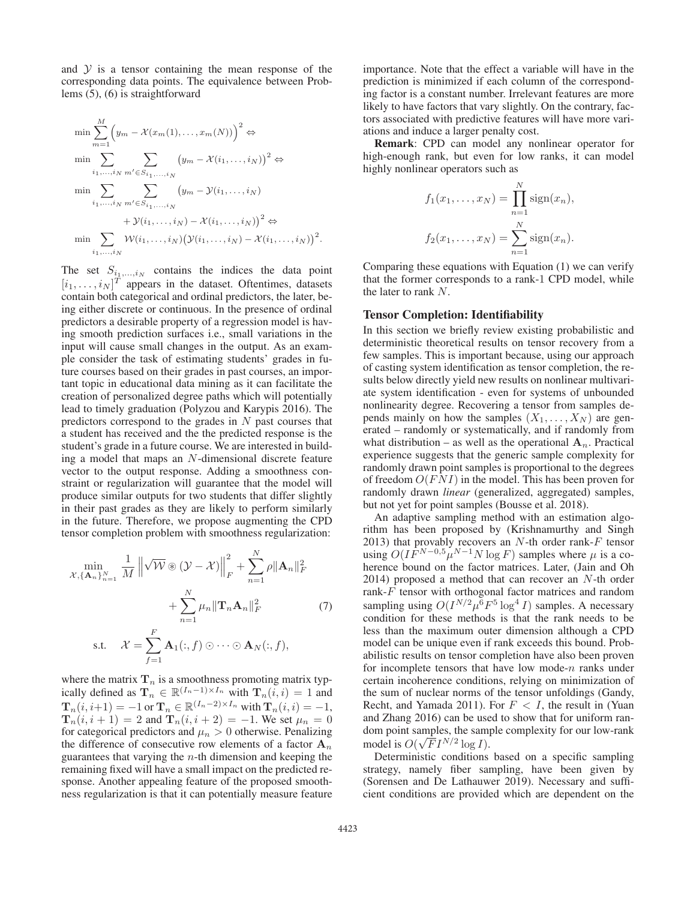and $\mathcal{Y}$ is a tensor containing the mean response of the corresponding data points. The equivalence between Problems (5), (6) is straightforward

$$
\begin{aligned}
&\min \sum_{m=1}^{M} \Big( y_m - \mathcal{X}(x_m(1), \ldots, x_m(N)) \Big)^2 \Leftrightarrow \\
&\min \sum_{i_1,\ldots,i_N} \sum_{m' \in S_{i_1,\ldots,i_N}} \big( y_m - \mathcal{X}(i_1, \ldots, i_N) \big)^2 \Leftrightarrow \\
&\min \sum_{i_1,\ldots,i_N} \sum_{m' \in S_{i_1,\ldots,i_N}} \big( y_m - \mathcal{Y}(i_1, \ldots, i_N) \\
&\qquad\qquad + \mathcal{Y}(i_1, \ldots, i_N) - \mathcal{X}(i_1, \ldots, i_N) \big)^2 \Leftrightarrow \\
&\min \sum_{i_1,\ldots,i_N} \mathcal{W}(i_1, \ldots, i_N) \big( \mathcal{Y}(i_1, \ldots, i_N) - \mathcal{X}(i_1, \ldots, i_N) \big)^2.
\end{aligned}
$$

The set $S_{i_1,\ldots,i_N}$ contains the indices the data point $[i_1, \ldots, i_N]^T$ appears in the dataset. Oftentimes, datasets contain both categorical and ordinal predictors, the later, being either discrete or continuous. In the presence of ordinal predictors a desirable property of a regression model is having smooth prediction surfaces i.e., small variations in the input will cause small changes in the output. As an example consider the task of estimating students' grades in future courses based on their grades in past courses, an important topic in educational data mining as it can facilitate the creation of personalized degree paths which will potentially lead to timely graduation (Polyzou and Karypis 2016). The predictors correspond to the grades in $N$ past courses that a student has received and the the predicted response is the student's grade in a future course. We are interested in building a model that maps an $N$-dimensional discrete feature vector to the output response. Adding a smoothness constraint or regularization will guarantee that the model will produce similar outputs for two students that differ slightly in their past grades as they are likely to perform similarly in the future. Therefore, we propose augmenting the CPD tensor completion problem with smoothness regularization:

$$
\begin{aligned}
\min_{\mathcal{X}, \{\mathbf{A}_n\}_{n=1}^N} \; & \frac{1}{M} \left\| \sqrt{\mathcal{W}} \circledast (\mathcal{Y} - \mathcal{X}) \right\|_F^2 + \sum_{n=1}^{N} \rho \|\mathbf{A}_n\|_F^2 \\
& + \sum_{n=1}^{N} \mu_n \|\mathbf{T}_n \mathbf{A}_n\|_F^2 \qquad (7) \\
\text{s.t.} \quad & \mathcal{X} = \sum_{f=1}^{F} \mathbf{A}_1(:, f) \odot \cdots \odot \mathbf{A}_N(:, f),
\end{aligned}
$$

where the matrix $\mathbf{T}_n$ is a smoothness promoting matrix typically defined as $\mathbf{T}_n \in \mathbb{R}^{(I_n-1)\times I_n}$ with $\mathbf{T}_n(i,i) = 1$ and $\mathbf{T}_n(i, i{+}1) = -1$ or $\mathbf{T}_n \in \mathbb{R}^{(I_n-2)\times I_n}$ with $\mathbf{T}_n(i,i) = -1$, $\mathbf{T}_n(i, i+1) = 2$ and $\mathbf{T}_n(i, i+2) = -1$. We set $\mu_n = 0$ for categorical predictors and $\mu_n > 0$ otherwise. Penalizing the difference of consecutive row elements of a factor $\mathbf{A}_n$ guarantees that varying the $n$-th dimension and keeping the remaining fixed will have a small impact on the predicted response. Another appealing feature of the proposed smoothness regularization is that it can potentially measure feature importance. Note that the effect a variable will have in the prediction is minimized if each column of the corresponding factor is a constant number. Irrelevant features are more likely to have factors that vary slightly. On the contrary, factors associated with predictive features will have more variations and induce a larger penalty cost.

**Remark**: CPD can model any nonlinear operator for high-enough rank, but even for low ranks, it can model highly nonlinear operators such as

$$
f_1(x_1, \ldots, x_N) = \prod_{n=1}^{N} \operatorname{sign}(x_n),
$$

$$
f_2(x_1, \ldots, x_N) = \sum_{n=1}^{N} \operatorname{sign}(x_n).
$$

Comparing these equations with Equation (1) we can verify that the former corresponds to a rank-1 CPD model, while the later to rank $N$.

## Tensor Completion: Identifiability

In this section we briefly review existing probabilistic and deterministic theoretical results on tensor recovery from a few samples. This is important because, using our approach of casting system identification as tensor completion, the results below directly yield new results on nonlinear multivariate system identification - even for systems of unbounded nonlinearity degree. Recovering a tensor from samples depends mainly on how the samples $(X_1, \ldots, X_N)$ are generated – randomly or systematically, and if randomly from what distribution – as well as the operational $\mathbf{A}_n$. Practical experience suggests that the generic sample complexity for randomly drawn point samples is proportional to the degrees of freedom $O(FNI)$ in the model. This has been proven for randomly drawn *linear* (generalized, aggregated) samples, but not yet for point samples (Bousse et al. 2018).

An adaptive sampling method with an estimation algorithm has been proposed by (Krishnamurthy and Singh 2013) that provably recovers an $N$-th order rank-$F$ tensor using $O(IF^{N-0.5}\mu^{N-1}N \log F)$ samples where $\mu$ is a coherence bound on the factor matrices. Later, (Jain and Oh 2014) proposed a method that can recover an $N$-th order rank-$F$ tensor with orthogonal factor matrices and random sampling using $O(I^{N/2}\mu^6 F^5 \log^4 I)$ samples. A necessary condition for these methods is that the rank needs to be less than the maximum outer dimension although a CPD model can be unique even if rank exceeds this bound. Probabilistic results on tensor completion have also been proven for incomplete tensors that have low mode-$n$ ranks under certain incoherence conditions, relying on minimization of the sum of nuclear norms of the tensor unfoldings (Gandy, Recht, and Yamada 2011). For $F < I$, the result in (Yuan and Zhang 2016) can be used to show that for uniform random point samples, the sample complexity for our low-rank model is $O(\sqrt{F} I^{N/2} \log I)$.

Deterministic conditions based on a specific sampling strategy, namely fiber sampling, have been given by (Sorensen and De Lathauwer 2019). Necessary and sufficient conditions are provided which are dependent on the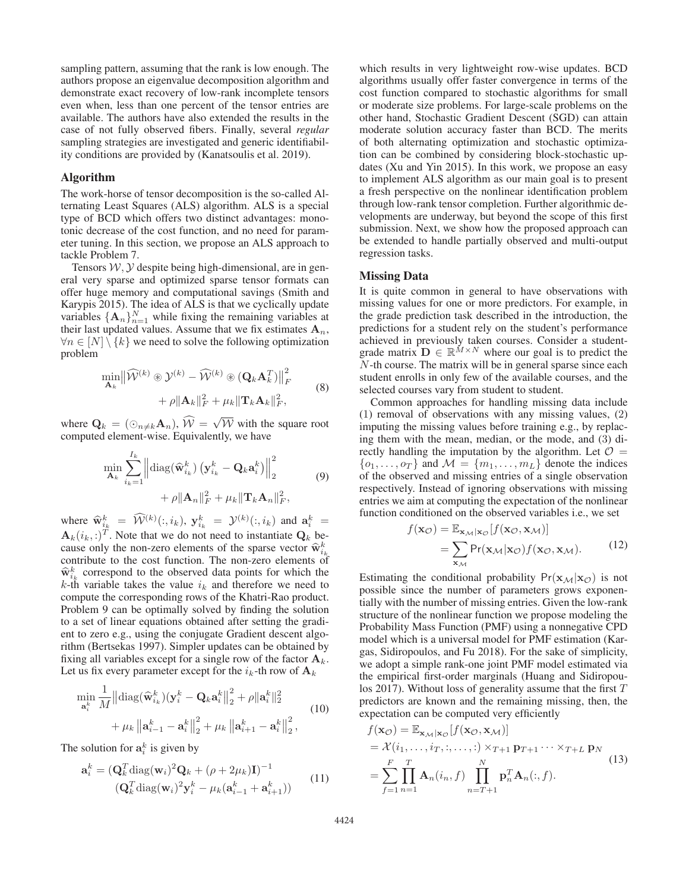sampling pattern, assuming that the rank is low enough. The authors propose an eigenvalue decomposition algorithm and demonstrate exact recovery of low-rank incomplete tensors even when, less than one percent of the tensor entries are available. The authors have also extended the results in the case of not fully observed fibers. Finally, several *regular* sampling strategies are investigated and generic identifiability conditions are provided by (Kanatsoulis et al. 2019).

## Algorithm

The work-horse of tensor decomposition is the so-called Alternating Least Squares (ALS) algorithm. ALS is a special type of BCD which offers two distinct advantages: monotonic decrease of the cost function, and no need for parameter tuning. In this section, we propose an ALS approach to tackle Problem 7.

Tensors $\mathcal{W}, \mathcal{Y}$ despite being high-dimensional, are in general very sparse and optimized sparse tensor formats can offer huge memory and computational savings (Smith and Karypis 2015). The idea of ALS is that we cyclically update variables $\{\mathbf{A}_n\}_{n=1}^N$ while fixing the remaining variables at their last updated values. Assume that we fix estimates $\mathbf{A}_n$, $\forall n \in [N] \setminus \{k\}$ we need to solve the following optimization problem

$$
\begin{aligned}
\min_{\mathbf{A}_k} & \left\| \widehat{\mathcal{W}}^{(k)} \circledast \mathcal{Y}^{(k)} - \widehat{\mathcal{W}}^{(k)} \circledast (\mathbf{Q}_k \mathbf{A}_k^T) \right\|_F^2 \\
& + \rho \|\mathbf{A}_k\|_F^2 + \mu_k \|\mathbf{T}_k \mathbf{A}_k\|_F^2,
\end{aligned} \tag{8}
$$

where $\mathbf{Q}_k = (\odot_{n \neq k} \mathbf{A}_n)$, $\widehat{\mathcal{W}} = \sqrt{\mathcal{W}}$ with the square root computed element-wise. Equivalently, we have

$$
\begin{aligned}
\min_{\mathbf{A}_k} & \sum_{i_k=1}^{I_k} \left\| \operatorname{diag}(\widehat{\mathbf{w}}_{i_k}^k) \left( \mathbf{y}_{i_k}^k - \mathbf{Q}_k \mathbf{a}_i^k \right) \right\|_2^2 \\
& + \rho \|\mathbf{A}_n\|_F^2 + \mu_k \|\mathbf{T}_k \mathbf{A}_n\|_F^2,
\end{aligned} \tag{9}
$$

where $\widehat{\mathbf{w}}_{i_k}^k = \widehat{\mathcal{W}}^{(k)}(:, i_k)$, $\mathbf{y}_{i_k}^k = \mathcal{Y}^{(k)}(:, i_k)$ and $\mathbf{a}_i^k = \mathbf{A}_k(i_k, :)^T$. Note that we do not need to instantiate $\mathbf{Q}_k$ because only the non-zero elements of the sparse vector $\widehat{\mathbf{w}}_{i_k}^k$ contribute to the cost function. The non-zero elements of $\widehat{\mathbf{w}}_{i_k}^k$ correspond to the observed data points for which the $k$-th variable takes the value $i_k$ and therefore we need to compute the corresponding rows of the Khatri-Rao product. Problem 9 can be optimally solved by finding the solution to a set of linear equations obtained after setting the gradient to zero e.g., using the conjugate Gradient descent algorithm (Bertsekas 1997). Simpler updates can be obtained by fixing all variables except for a single row of the factor $\mathbf{A}_k$. Let us fix every parameter except for the $i_k$-th row of $\mathbf{A}_k$

$$
\begin{aligned}
\min_{\mathbf{a}_i^k} & \frac{1}{M} \left\| \operatorname{diag}(\widehat{\mathbf{w}}_{i_k}^k)(\mathbf{y}_i^k - \mathbf{Q}_k \mathbf{a}_i^k \right\|_2^2 + \rho \|\mathbf{a}_i^k\|_2^2 \\
& + \mu_k \left\| \mathbf{a}_{i-1}^k - \mathbf{a}_i^k \right\|_2^2 + \mu_k \left\| \mathbf{a}_{i+1}^k - \mathbf{a}_i^k \right\|_2^2,
\end{aligned} \tag{10}
$$

The solution for $\mathbf{a}_i^k$ is given by

$$
\begin{aligned}
\mathbf{a}_i^k = & (\mathbf{Q}_k^T \operatorname{diag}(\mathbf{w}_i)^2 \mathbf{Q}_k + (\rho + 2\mu_k)\mathbf{I})^{-1} \\
& (\mathbf{Q}_k^T \operatorname{diag}(\mathbf{w}_i)^2 \mathbf{y}_i^k - \mu_k (\mathbf{a}_{i-1}^k + \mathbf{a}_{i+1}^k))
\end{aligned} \tag{11}
$$

which results in very lightweight row-wise updates. BCD algorithms usually offer faster convergence in terms of the cost function compared to stochastic algorithms for small or moderate size problems. For large-scale problems on the other hand, Stochastic Gradient Descent (SGD) can attain moderate solution accuracy faster than BCD. The merits of both alternating optimization and stochastic optimization can be combined by considering block-stochastic updates (Xu and Yin 2015). In this work, we propose an easy to implement ALS algorithm as our main goal is to present a fresh perspective on the nonlinear identification problem through low-rank tensor completion. Further algorithmic developments are underway, but beyond the scope of this first submission. Next, we show how the proposed approach can be extended to handle partially observed and multi-output regression tasks.

## Missing Data

It is quite common in general to have observations with missing values for one or more predictors. For example, in the grade prediction task described in the introduction, the predictions for a student rely on the student's performance achieved in previously taken courses. Consider a student-grade matrix $\mathbf{D} \in \mathbb{R}^{M \times N}$ where our goal is to predict the $N$-th course. The matrix will be in general sparse since each student enrolls in only few of the available courses, and the selected courses vary from student to student.

Common approaches for handling missing data include (1) removal of observations with any missing values, (2) imputing the missing values before training e.g., by replacing them with the mean, median, or the mode, and (3) directly handling the imputation by the algorithm. Let $\mathcal{O} = \{o_1, \ldots, o_T\}$ and $\mathcal{M} = \{m_1, \ldots, m_L\}$ denote the indices of the observed and missing entries of a single observation respectively. Instead of ignoring observations with missing entries we aim at computing the expectation of the nonlinear function conditioned on the observed variables i.e., we set

$$
\begin{aligned}
f(\mathbf{x}_{\mathcal{O}}) &= \mathbb{E}_{\mathbf{x}_{\mathcal{M}} | \mathbf{x}_{\mathcal{O}}} [f(\mathbf{x}_{\mathcal{O}}, \mathbf{x}_{\mathcal{M}})] \\
&= \sum_{\mathbf{x}_{\mathcal{M}}} \Pr(\mathbf{x}_{\mathcal{M}} | \mathbf{x}_{\mathcal{O}}) f(\mathbf{x}_{\mathcal{O}}, \mathbf{x}_{\mathcal{M}}).
\end{aligned} \tag{12}
$$

Estimating the conditional probability $\Pr(\mathbf{x}_{\mathcal{M}} | \mathbf{x}_{\mathcal{O}})$ is not possible since the number of parameters grows exponentially with the number of missing entries. Given the low-rank structure of the nonlinear function we propose modeling the Probability Mass Function (PMF) using a nonnegative CPD model which is a universal model for PMF estimation (Kargas, Sidiropoulos, and Fu 2018). For the sake of simplicity, we adopt a simple rank-one joint PMF model estimated via the empirical first-order marginals (Huang and Sidiropoulos 2017). Without loss of generality assume that the first $T$ predictors are known and the remaining missing, then, the expectation can be computed very efficiently

$$
\begin{aligned}
f(\mathbf{x}_{\mathcal{O}}) &= \mathbb{E}_{\mathbf{x}_{\mathcal{M}} | \mathbf{x}_{\mathcal{O}}} [f(\mathbf{x}_{\mathcal{O}}, \mathbf{x}_{\mathcal{M}})] \\
&= \mathcal{X}(i_1, \ldots, i_T, :, \ldots, :) \times_{T+1} \mathbf{p}_{T+1} \cdots \times_{T+L} \mathbf{p}_N \\
&= \sum_{f=1}^F \prod_{n=1}^T \mathbf{A}_n(i_n, f) \prod_{n=T+1}^N \mathbf{p}_n^T \mathbf{A}_n(:, f).
\end{aligned} \tag{13}
$$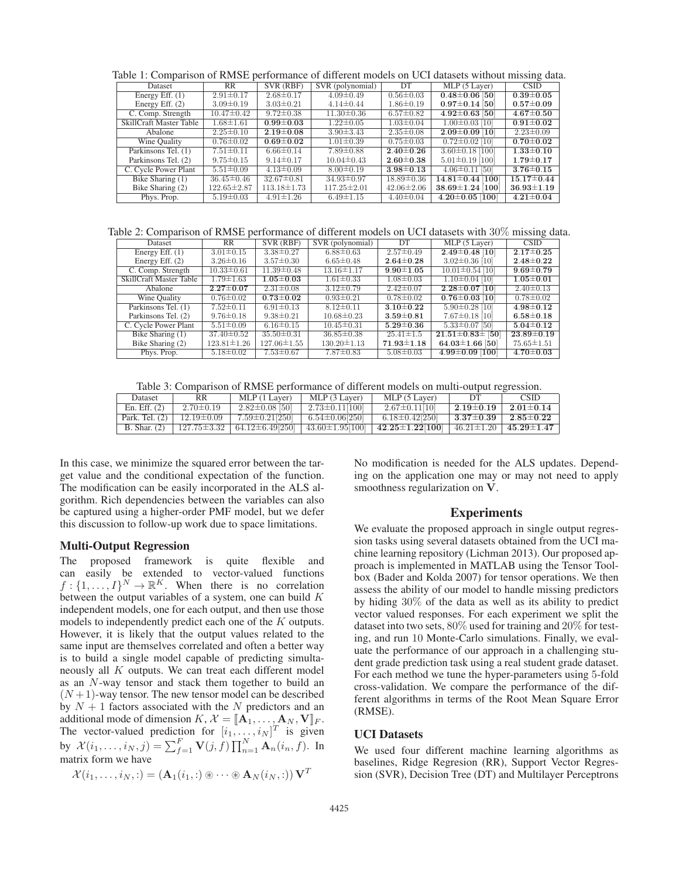Table 1: Comparison of RMSE performance of different models on UCI datasets without missing data.

| Dataset | RR | SVR (RBF) | SVR (polynomial) | DT | MLP (5 Layer) | CSID |
|---|---|---|---|---|---|---|
| Energy Eff. (1) | 2.91±0.17 | 2.68±0.17 | 4.09±0.49 | 0.56±0.03 | **0.48±0.06 [50]** | **0.39±0.05** |
| Energy Eff. (2) | 3.09±0.19 | 3.03±0.21 | 4.14±0.44 | 1.86±0.19 | **0.97±0.14 [50]** | **0.57±0.09** |
| C. Comp. Strength | 10.47±0.42 | 9.72±0.38 | 11.30±0.36 | 6.57±0.82 | **4.92±0.63 [50]** | **4.67±0.50** |
| SkillCraft Master Table | 1.68±1.61 | **0.99±0.03** | 1.22±0.05 | 1.03±0.04 | 1.00±0.03 [10] | **0.91±0.02** |
| Abalone | 2.25±0.10 | **2.19±0.08** | 3.90±3.43 | 2.35±0.08 | **2.09±0.09 [10]** | 2.23±0.09 |
| Wine Quality | 0.76±0.02 | **0.69±0.02** | 1.01±0.39 | 0.75±0.03 | 0.72±0.02 [10] | **0.70±0.02** |
| Parkinsons Tel. (1) | 7.51±0.11 | 6.66±0.14 | 7.89±0.88 | **2.40±0.26** | 3.60±0.18 [100] | **1.33±0.10** |
| Parkinsons Tel. (2) | 9.75±0.15 | 9.14±0.17 | 10.04±0.43 | **2.60±0.38** | 5.01±0.19 [100] | **1.79±0.17** |
| C. Cycle Power Plant | 5.51±0.09 | 4.13±0.09 | 8.00±0.19 | **3.98±0.13** | 4.06±0.11 [50] | **3.76±0.15** |
| Bike Sharing (1) | 36.45±0.46 | 32.67±0.81 | 34.93±0.97 | 18.89±0.36 | **14.81±0.44 [100]** | **15.17±0.44** |
| Bike Sharing (2) | 122.65±2.87 | 113.18±1.73 | 117.25±2.01 | 42.06±2.06 | **38.69±1.24 [100]** | **36.93±1.19** |
| Phys. Prop. | 5.19±0.03 | 4.91±1.26 | 6.49±1.15 | 4.40±0.04 | **4.20±0.05 [100]** | **4.21±0.04** |

Table 2: Comparison of RMSE performance of different models on UCI datasets with 30% missing data.

| Dataset | RR | SVR (RBF) | SVR (polynomial) | DT | MLP (5 Layer) | CSID |
|---|---|---|---|---|---|---|
| Energy Eff. (1) | 3.01±0.15 | 3.38±0.27 | 6.88±0.63 | 2.57±0.49 | **2.49±0.48 [10]** | **2.17±0.25** |
| Energy Eff. (2) | 3.26±0.16 | 3.57±0.30 | 6.65±0.48 | **2.64±0.28** | 3.02±0.36 [10] | **2.48±0.22** |
| C. Comp. Strength | 10.33±0.61 | 11.39±0.48 | 13.16±1.17 | **9.90±1.05** | 10.01±0.54 [10] | **9.69±0.79** |
| SkillCraft Master Table | 1.79±1.63 | **1.05±0.03** | 1.61±0.33 | 1.08±0.03 | 1.10±0.04 [10] | **1.05±0.01** |
| Abalone | **2.27±0.07** | 2.31±0.08 | 3.12±0.79 | 2.42±0.07 | **2.28±0.07 [10]** | 2.40±0.13 |
| Wine Quality | 0.76±0.02 | **0.73±0.02** | 0.93±0.21 | 0.78±0.02 | **0.76±0.03 [10]** | 0.78±0.02 |
| Parkinsons Tel. (1) | 7.52±0.11 | 6.91±0.13 | 8.12±0.11 | **3.10±0.22** | 5.90±0.28 [10] | **4.98±0.12** |
| Parkinsons Tel. (2) | 9.76±0.18 | 9.38±0.21 | 10.68±0.23 | **3.59±0.81** | 7.67±0.18 [10] | **6.58±0.18** |
| C. Cycle Power Plant | 5.51±0.09 | 6.16±0.15 | 10.45±0.31 | **5.29±0.36** | 5.33±0.07 [50] | **5.04±0.12** |
| Bike Sharing (1) | 37.40±0.52 | 35.50±0.31 | 36.85±0.38 | 25.41±1.5 | **21.51±0.83± [50]** | **23.89±0.19** |
| Bike Sharing (2) | 123.81±1.26 | 127.06±1.55 | 130.20±1.13 | **71.93±1.18** | **64.03±1.66 [50]** | 75.65±1.51 |
| Phys. Prop. | 5.18±0.02 | 7.53±0.67 | 7.87±0.83 | 5.08±0.03 | **4.99±0.09 [100]** | **4.70±0.03** |

Table 3: Comparison of RMSE performance of different models on multi-output regression.

| Dataset | RR | MLP (1 Layer) | MLP (3 Layer) | MLP (5 Layer) | DT | CSID |
|---|---|---|---|---|---|---|
| En. Eff. (2) | 2.70±0.19 | 2.82±0.08 [50] | 2.73±0.11[100] | 2.67±0.11[10] | **2.19±0.19** | **2.01±0.14** |
| Park. Tel. (2) | 12.19±0.09 | 7.59±0.21[250] | 6.54±0.06[250] | 6.18±0.42[250] | **3.37±0.39** | **2.85±0.22** |
| B. Shar. (2) | 127.75±3.32 | 64.12±6.49[250] | 43.60±1.95[100] | **42.25±1.22[100]** | 46.21±1.20 | **45.29±1.47** |

In this case, we minimize the squared error between the target value and the conditional expectation of the function. The modification can be easily incorporated in the ALS algorithm. Rich dependencies between the variables can also be captured using a higher-order PMF model, but we defer this discussion to follow-up work due to space limitations.

### Multi-Output Regression

The proposed framework is quite flexible and can easily be extended to vector-valued functions $f : \{1, \ldots, I\}^N \to \mathbb{R}^K$. When there is no correlation between the output variables of a system, one can build $K$ independent models, one for each output, and then use those models to independently predict each one of the $K$ outputs. However, it is likely that the output values related to the same input are themselves correlated and often a better way is to build a single model capable of predicting simultaneously all $K$ outputs. We can treat each different model as an $N$-way tensor and stack them together to build an $(N+1)$-way tensor. The new tensor model can be described by $N+1$ factors associated with the $N$ predictors and an additional mode of dimension $K$, $\mathcal{X} = [\![\mathbf{A}_1, \ldots, \mathbf{A}_N, \mathbf{V}]\!]_F$. The vector-valued prediction for $[i_1, \ldots, i_N]^T$ is given by $\mathcal{X}(i_1, \ldots, i_N, j) = \sum_{f=1}^{F} \mathbf{V}(j, f) \prod_{n=1}^{N} \mathbf{A}_n(i_n, f)$. In matrix form we have

$$\mathcal{X}(i_1, \ldots, i_N, :) = (\mathbf{A}_1(i_1, :) \circledast \cdots \circledast \mathbf{A}_N(i_N, :)) \mathbf{V}^T$$

No modification is needed for the ALS updates. Depending on the application one may or may not need to apply smoothness regularization on $\mathbf{V}$.

## Experiments

We evaluate the proposed approach in single output regression tasks using several datasets obtained from the UCI machine learning repository (Lichman 2013). Our proposed approach is implemented in MATLAB using the Tensor Toolbox (Bader and Kolda 2007) for tensor operations. We then assess the ability of our model to handle missing predictors by hiding 30% of the data as well as its ability to predict vector valued responses. For each experiment we split the dataset into two sets, 80% used for training and 20% for testing, and run 10 Monte-Carlo simulations. Finally, we evaluate the performance of our approach in a challenging student grade prediction task using a real student grade dataset. For each method we tune the hyper-parameters using 5-fold cross-validation. We compare the performance of the different algorithms in terms of the Root Mean Square Error (RMSE).

### UCI Datasets

We used four different machine learning algorithms as baselines, Ridge Regresion (RR), Support Vector Regression (SVR), Decision Tree (DT) and Multilayer Perceptrons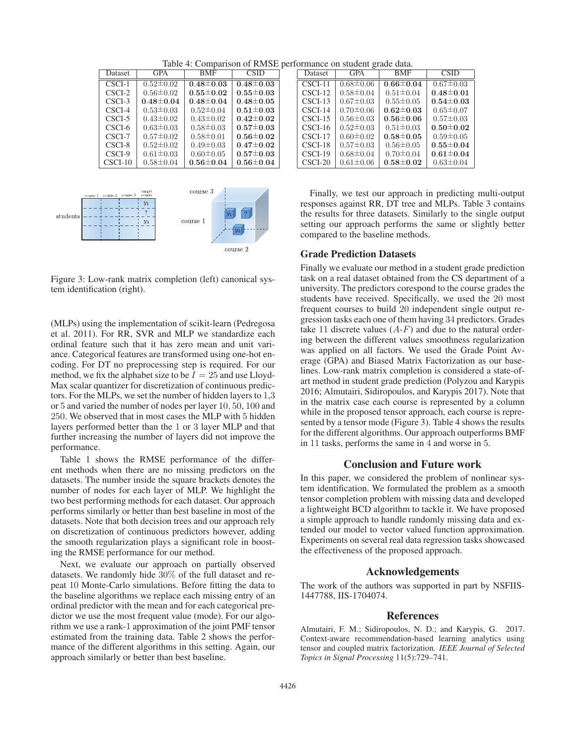Table 4: Comparison of RMSE performance on student grade data.

| Dataset | GPA | BMF | CSID |
|---|---|---|---|
| CSCI-1 | $0.52{\pm}0.02$ | $\mathbf{0.48{\pm}0.03}$ | $\mathbf{0.48{\pm}0.03}$ |
| CSCI-2 | $0.56{\pm}0.02$ | $\mathbf{0.55{\pm}0.02}$ | $\mathbf{0.55{\pm}0.03}$ |
| CSCI-3 | $\mathbf{0.48{\pm}0.04}$ | $\mathbf{0.48{\pm}0.04}$ | $\mathbf{0.48{\pm}0.05}$ |
| CSCI-4 | $0.53{\pm}0.03$ | $0.52{\pm}0.04$ | $\mathbf{0.51{\pm}0.03}$ |
| CSCI-5 | $0.43{\pm}0.02$ | $0.43{\pm}0.02$ | $\mathbf{0.42{\pm}0.02}$ |
| CSCI-6 | $0.63{\pm}0.03$ | $0.58{\pm}0.03$ | $\mathbf{0.57{\pm}0.03}$ |
| CSCI-7 | $0.57{\pm}0.02$ | $0.58{\pm}0.01$ | $\mathbf{0.56{\pm}0.02}$ |
| CSCI-8 | $0.52{\pm}0.02$ | $0.49{\pm}0.03$ | $\mathbf{0.47{\pm}0.02}$ |
| CSCI-9 | $0.61{\pm}0.03$ | $0.60{\pm}0.05$ | $\mathbf{0.57{\pm}0.03}$ |
| CSCI-10 | $0.58{\pm}0.04$ | $\mathbf{0.56{\pm}0.04}$ | $\mathbf{0.56{\pm}0.04}$ |
| CSCI-11 | $0.68{\pm}0.06$ | $\mathbf{0.66{\pm}0.04}$ | $0.67{\pm}0.03$ |
| CSCI-12 | $0.58{\pm}0.04$ | $0.51{\pm}0.04$ | $\mathbf{0.48{\pm}0.01}$ |
| CSCI-13 | $0.67{\pm}0.03$ | $0.55{\pm}0.05$ | $\mathbf{0.54{\pm}0.03}$ |
| CSCI-14 | $0.70{\pm}0.06$ | $\mathbf{0.62{\pm}0.03}$ | $0.65{\pm}0.07$ |
| CSCI-15 | $0.56{\pm}0.03$ | $\mathbf{0.56{\pm}0.06}$ | $0.57{\pm}0.03$ |
| CSCI-16 | $0.52{\pm}0.03$ | $0.51{\pm}0.03$ | $\mathbf{0.50{\pm}0.02}$ |
| CSCI-17 | $0.60{\pm}0.02$ | $\mathbf{0.58{\pm}0.05}$ | $0.59{\pm}0.05$ |
| CSCI-18 | $0.57{\pm}0.03$ | $0.56{\pm}0.05$ | $\mathbf{0.55{\pm}0.04}$ |
| CSCI-19 | $0.68{\pm}0.04$ | $0.70{\pm}0.04$ | $\mathbf{0.61{\pm}0.04}$ |
| CSCI-20 | $0.61{\pm}0.06$ | $\mathbf{0.58{\pm}0.02}$ | $0.63{\pm}0.04$ |

Figure 3: Low-rank matrix completion (left) canonical system identification (right).

(MLPs) using the implementation of scikit-learn (Pedregosa et al. 2011). For RR, SVR and MLP we standardize each ordinal feature such that it has zero mean and unit variance. Categorical features are transformed using one-hot encoding. For DT no preprocessing step is required. For our method, we fix the alphabet size to be $I = 25$ and use Lloyd-Max scalar quantizer for discretization of continuous predictors. For the MLPs, we set the number of hidden layers to 1,3 or 5 and varied the number of nodes per layer 10, 50, 100 and 250. We observed that in most cases the MLP with 5 hidden layers performed better than the 1 or 3 layer MLP and that further increasing the number of layers did not improve the performance.

Table 1 shows the RMSE performance of the different methods when there are no missing predictors on the datasets. The number inside the square brackets denotes the number of nodes for each layer of MLP. We highlight the two best performing methods for each dataset. Our approach performs similarly or better than best baseline in most of the datasets. Note that both decision trees and our approach rely on discretization of continuous predictors however, adding the smooth regularization plays a significant role in boosting the RMSE performance for our method.

Next, we evaluate our approach on partially observed datasets. We randomly hide 30% of the full dataset and repeat 10 Monte-Carlo simulations. Before fitting the data to the baseline algorithms we replace each missing entry of an ordinal predictor with the mean and for each categorical predictor we use the most frequent value (mode). For our algorithm we use a rank-1 approximation of the joint PMF tensor estimated from the training data. Table 2 shows the performance of the different algorithms in this setting. Again, our approach similarly or better than best baseline.

Finally, we test our approach in predicting multi-output responses against RR, DT tree and MLPs. Table 3 contains the results for three datasets. Similarly to the single output setting our approach performs the same or slightly better compared to the baseline methods.

### Grade Prediction Datasets

Finally we evaluate our method in a student grade prediction task on a real dataset obtained from the CS department of a university. The predictors corespond to the course grades the students have received. Specifically, we used the 20 most frequent courses to build 20 independent single output regression tasks each one of them having 34 predictors. Grades take 11 discrete values ($A$-$F$) and due to the natural ordering between the different values smoothness regularization was applied on all factors. We used the Grade Point Average (GPA) and Biased Matrix Factorization as our baselines. Low-rank matrix completion is considered a state-of-art method in student grade prediction (Polyzou and Karypis 2016; Almutairi, Sidiropoulos, and Karypis 2017). Note that in the matrix case each course is represented by a column while in the proposed tensor approach, each course is represented by a tensor mode (Figure 3). Table 4 shows the results for the different algorithms. Our approach outperforms BMF in 11 tasks, performs the same in 4 and worse in 5.

## Conclusion and Future work

In this paper, we considered the problem of nonlinear system identification. We formulated the problem as a smooth tensor completion problem with missing data and developed a lightweight BCD algorithm to tackle it. We have proposed a simple approach to handle randomly missing data and extended our model to vector valued function approximation. Experiments on several real data regression tasks showcased the effectiveness of the proposed approach.

## Acknowledgements

The work of the authors was supported in part by NSFIIS-1447788, IIS-1704074.

## References

Almutairi, F. M.; Sidiropoulos, N. D.; and Karypis, G. 2017. Context-aware recommendation-based learning analytics using tensor and coupled matrix factorization. *IEEE Journal of Selected Topics in Signal Processing* 11(5):729–741.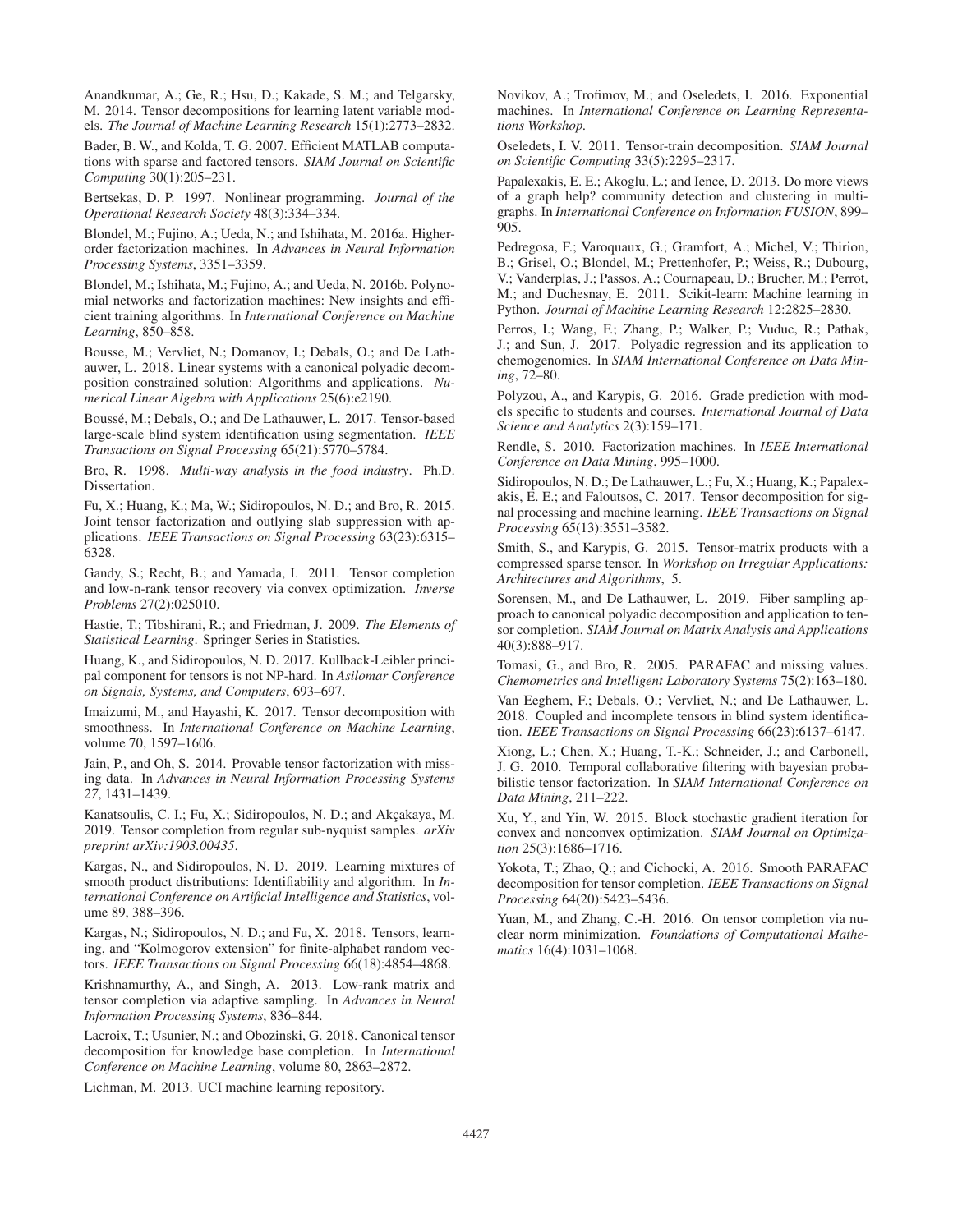Anandkumar, A.; Ge, R.; Hsu, D.; Kakade, S. M.; and Telgarsky, M. 2014. Tensor decompositions for learning latent variable models. *The Journal of Machine Learning Research* 15(1):2773–2832.

Bader, B. W., and Kolda, T. G. 2007. Efficient MATLAB computations with sparse and factored tensors. *SIAM Journal on Scientific Computing* 30(1):205–231.

Bertsekas, D. P. 1997. Nonlinear programming. *Journal of the Operational Research Society* 48(3):334–334.

Blondel, M.; Fujino, A.; Ueda, N.; and Ishihata, M. 2016a. Higher-order factorization machines. In *Advances in Neural Information Processing Systems*, 3351–3359.

Blondel, M.; Ishihata, M.; Fujino, A.; and Ueda, N. 2016b. Polynomial networks and factorization machines: New insights and efficient training algorithms. In *International Conference on Machine Learning*, 850–858.

Bousse, M.; Vervliet, N.; Domanov, I.; Debals, O.; and De Lathauwer, L. 2018. Linear systems with a canonical polyadic decomposition constrained solution: Algorithms and applications. *Numerical Linear Algebra with Applications* 25(6):e2190.

Boussé, M.; Debals, O.; and De Lathauwer, L. 2017. Tensor-based large-scale blind system identification using segmentation. *IEEE Transactions on Signal Processing* 65(21):5770–5784.

Bro, R. 1998. *Multi-way analysis in the food industry*. Ph.D. Dissertation.

Fu, X.; Huang, K.; Ma, W.; Sidiropoulos, N. D.; and Bro, R. 2015. Joint tensor factorization and outlying slab suppression with applications. *IEEE Transactions on Signal Processing* 63(23):6315–6328.

Gandy, S.; Recht, B.; and Yamada, I. 2011. Tensor completion and low-n-rank tensor recovery via convex optimization. *Inverse Problems* 27(2):025010.

Hastie, T.; Tibshirani, R.; and Friedman, J. 2009. *The Elements of Statistical Learning*. Springer Series in Statistics.

Huang, K., and Sidiropoulos, N. D. 2017. Kullback-Leibler principal component for tensors is not NP-hard. In *Asilomar Conference on Signals, Systems, and Computers*, 693–697.

Imaizumi, M., and Hayashi, K. 2017. Tensor decomposition with smoothness. In *International Conference on Machine Learning*, volume 70, 1597–1606.

Jain, P., and Oh, S. 2014. Provable tensor factorization with missing data. In *Advances in Neural Information Processing Systems 27*, 1431–1439.

Kanatsoulis, C. I.; Fu, X.; Sidiropoulos, N. D.; and Akçakaya, M. 2019. Tensor completion from regular sub-nyquist samples. *arXiv preprint arXiv:1903.00435*.

Kargas, N., and Sidiropoulos, N. D. 2019. Learning mixtures of smooth product distributions: Identifiability and algorithm. In *International Conference on Artificial Intelligence and Statistics*, volume 89, 388–396.

Kargas, N.; Sidiropoulos, N. D.; and Fu, X. 2018. Tensors, learning, and "Kolmogorov extension" for finite-alphabet random vectors. *IEEE Transactions on Signal Processing* 66(18):4854–4868.

Krishnamurthy, A., and Singh, A. 2013. Low-rank matrix and tensor completion via adaptive sampling. In *Advances in Neural Information Processing Systems*, 836–844.

Lacroix, T.; Usunier, N.; and Obozinski, G. 2018. Canonical tensor decomposition for knowledge base completion. In *International Conference on Machine Learning*, volume 80, 2863–2872.

Lichman, M. 2013. UCI machine learning repository.

Novikov, A.; Trofimov, M.; and Oseledets, I. 2016. Exponential machines. In *International Conference on Learning Representations Workshop.*

Oseledets, I. V. 2011. Tensor-train decomposition. *SIAM Journal on Scientific Computing* 33(5):2295–2317.

Papalexakis, E. E.; Akoglu, L.; and Ience, D. 2013. Do more views of a graph help? community detection and clustering in multi-graphs. In *International Conference on Information FUSION*, 899–905.

Pedregosa, F.; Varoquaux, G.; Gramfort, A.; Michel, V.; Thirion, B.; Grisel, O.; Blondel, M.; Prettenhofer, P.; Weiss, R.; Dubourg, V.; Vanderplas, J.; Passos, A.; Cournapeau, D.; Brucher, M.; Perrot, M.; and Duchesnay, E. 2011. Scikit-learn: Machine learning in Python. *Journal of Machine Learning Research* 12:2825–2830.

Perros, I.; Wang, F.; Zhang, P.; Walker, P.; Vuduc, R.; Pathak, J.; and Sun, J. 2017. Polyadic regression and its application to chemogenomics. In *SIAM International Conference on Data Mining*, 72–80.

Polyzou, A., and Karypis, G. 2016. Grade prediction with models specific to students and courses. *International Journal of Data Science and Analytics* 2(3):159–171.

Rendle, S. 2010. Factorization machines. In *IEEE International Conference on Data Mining*, 995–1000.

Sidiropoulos, N. D.; De Lathauwer, L.; Fu, X.; Huang, K.; Papalexakis, E. E.; and Faloutsos, C. 2017. Tensor decomposition for signal processing and machine learning. *IEEE Transactions on Signal Processing* 65(13):3551–3582.

Smith, S., and Karypis, G. 2015. Tensor-matrix products with a compressed sparse tensor. In *Workshop on Irregular Applications: Architectures and Algorithms*, 5.

Sorensen, M., and De Lathauwer, L. 2019. Fiber sampling approach to canonical polyadic decomposition and application to tensor completion. *SIAM Journal on Matrix Analysis and Applications* 40(3):888–917.

Tomasi, G., and Bro, R. 2005. PARAFAC and missing values. *Chemometrics and Intelligent Laboratory Systems* 75(2):163–180.

Van Eeghem, F.; Debals, O.; Vervliet, N.; and De Lathauwer, L. 2018. Coupled and incomplete tensors in blind system identification. *IEEE Transactions on Signal Processing* 66(23):6137–6147.

Xiong, L.; Chen, X.; Huang, T.-K.; Schneider, J.; and Carbonell, J. G. 2010. Temporal collaborative filtering with bayesian probabilistic tensor factorization. In *SIAM International Conference on Data Mining*, 211–222.

Xu, Y., and Yin, W. 2015. Block stochastic gradient iteration for convex and nonconvex optimization. *SIAM Journal on Optimization* 25(3):1686–1716.

Yokota, T.; Zhao, Q.; and Cichocki, A. 2016. Smooth PARAFAC decomposition for tensor completion. *IEEE Transactions on Signal Processing* 64(20):5423–5436.

Yuan, M., and Zhang, C.-H. 2016. On tensor completion via nuclear norm minimization. *Foundations of Computational Mathematics* 16(4):1031–1068.